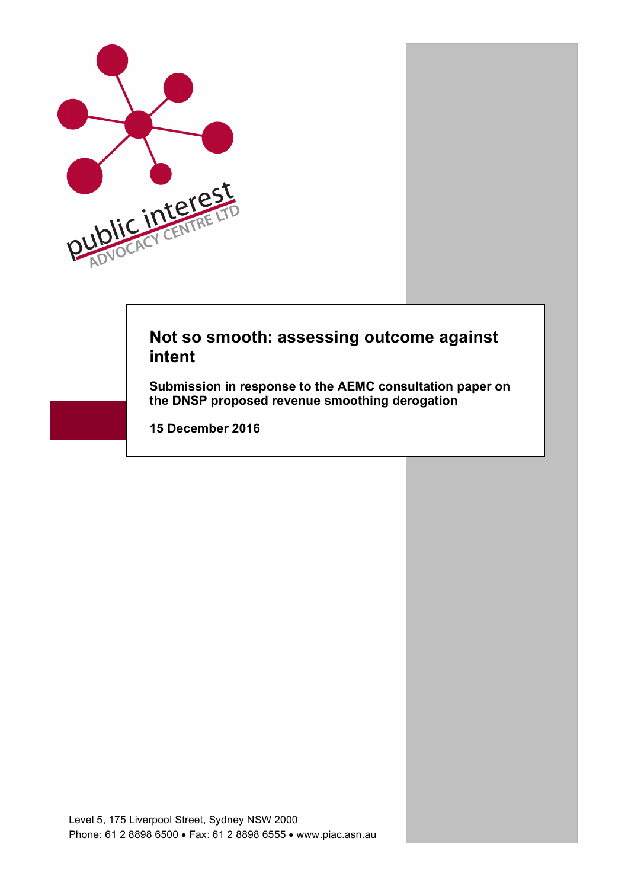public interest ADVOCACY CENTRE LTD

# Not so smooth: assessing outcome against intent

**Submission in response to the AEMC consultation paper on the DNSP proposed revenue smoothing derogation**

**15 December 2016**

Level 5, 175 Liverpool Street, Sydney NSW 2000
Phone: 61 2 8898 6500 • Fax: 61 2 8898 6555 • www.piac.asn.au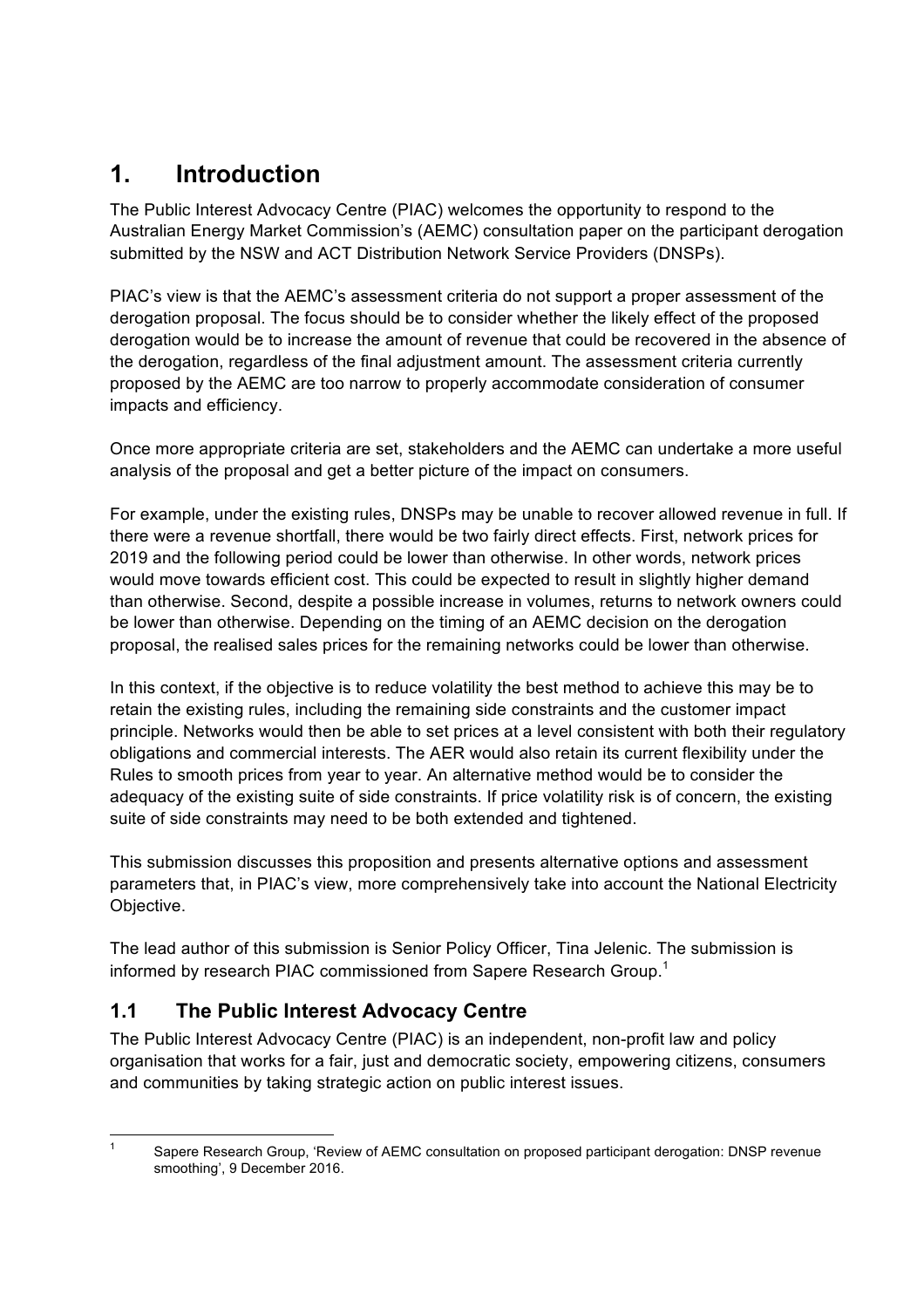# 1. Introduction

The Public Interest Advocacy Centre (PIAC) welcomes the opportunity to respond to the Australian Energy Market Commission's (AEMC) consultation paper on the participant derogation submitted by the NSW and ACT Distribution Network Service Providers (DNSPs).

PIAC's view is that the AEMC's assessment criteria do not support a proper assessment of the derogation proposal. The focus should be to consider whether the likely effect of the proposed derogation would be to increase the amount of revenue that could be recovered in the absence of the derogation, regardless of the final adjustment amount. The assessment criteria currently proposed by the AEMC are too narrow to properly accommodate consideration of consumer impacts and efficiency.

Once more appropriate criteria are set, stakeholders and the AEMC can undertake a more useful analysis of the proposal and get a better picture of the impact on consumers.

For example, under the existing rules, DNSPs may be unable to recover allowed revenue in full. If there were a revenue shortfall, there would be two fairly direct effects. First, network prices for 2019 and the following period could be lower than otherwise. In other words, network prices would move towards efficient cost. This could be expected to result in slightly higher demand than otherwise. Second, despite a possible increase in volumes, returns to network owners could be lower than otherwise. Depending on the timing of an AEMC decision on the derogation proposal, the realised sales prices for the remaining networks could be lower than otherwise.

In this context, if the objective is to reduce volatility the best method to achieve this may be to retain the existing rules, including the remaining side constraints and the customer impact principle. Networks would then be able to set prices at a level consistent with both their regulatory obligations and commercial interests. The AER would also retain its current flexibility under the Rules to smooth prices from year to year. An alternative method would be to consider the adequacy of the existing suite of side constraints. If price volatility risk is of concern, the existing suite of side constraints may need to be both extended and tightened.

This submission discusses this proposition and presents alternative options and assessment parameters that, in PIAC's view, more comprehensively take into account the National Electricity Objective.

The lead author of this submission is Senior Policy Officer, Tina Jelenic. The submission is informed by research PIAC commissioned from Sapere Research Group.[1]

## 1.1 The Public Interest Advocacy Centre

The Public Interest Advocacy Centre (PIAC) is an independent, non-profit law and policy organisation that works for a fair, just and democratic society, empowering citizens, consumers and communities by taking strategic action on public interest issues.

---

[1] Sapere Research Group, 'Review of AEMC consultation on proposed participant derogation: DNSP revenue smoothing', 9 December 2016.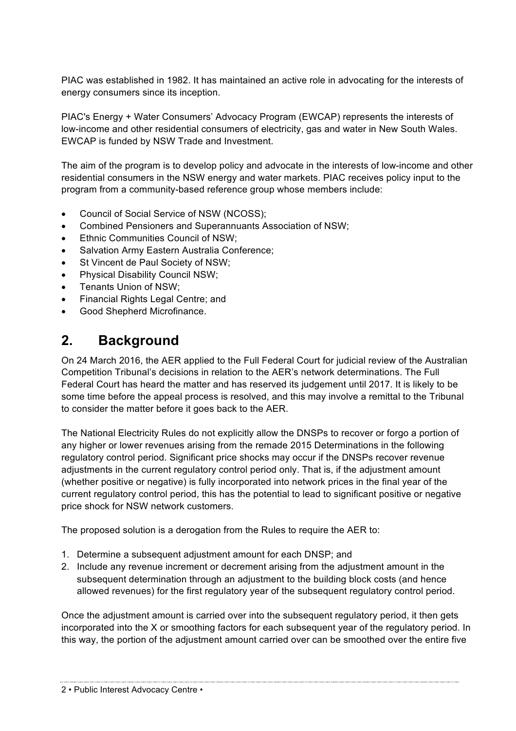PIAC was established in 1982. It has maintained an active role in advocating for the interests of energy consumers since its inception.

PIAC's Energy + Water Consumers' Advocacy Program (EWCAP) represents the interests of low-income and other residential consumers of electricity, gas and water in New South Wales. EWCAP is funded by NSW Trade and Investment.

The aim of the program is to develop policy and advocate in the interests of low-income and other residential consumers in the NSW energy and water markets. PIAC receives policy input to the program from a community-based reference group whose members include:

- Council of Social Service of NSW (NCOSS);
- Combined Pensioners and Superannuants Association of NSW;
- Ethnic Communities Council of NSW;
- Salvation Army Eastern Australia Conference;
- St Vincent de Paul Society of NSW;
- Physical Disability Council NSW;
- Tenants Union of NSW;
- Financial Rights Legal Centre; and
- Good Shepherd Microfinance.

## 2. Background

On 24 March 2016, the AER applied to the Full Federal Court for judicial review of the Australian Competition Tribunal's decisions in relation to the AER's network determinations. The Full Federal Court has heard the matter and has reserved its judgement until 2017. It is likely to be some time before the appeal process is resolved, and this may involve a remittal to the Tribunal to consider the matter before it goes back to the AER.

The National Electricity Rules do not explicitly allow the DNSPs to recover or forgo a portion of any higher or lower revenues arising from the remade 2015 Determinations in the following regulatory control period. Significant price shocks may occur if the DNSPs recover revenue adjustments in the current regulatory control period only. That is, if the adjustment amount (whether positive or negative) is fully incorporated into network prices in the final year of the current regulatory control period, this has the potential to lead to significant positive or negative price shock for NSW network customers.

The proposed solution is a derogation from the Rules to require the AER to:

1. Determine a subsequent adjustment amount for each DNSP; and
2. Include any revenue increment or decrement arising from the adjustment amount in the subsequent determination through an adjustment to the building block costs (and hence allowed revenues) for the first regulatory year of the subsequent regulatory control period.

Once the adjustment amount is carried over into the subsequent regulatory period, it then gets incorporated into the X or smoothing factors for each subsequent year of the regulatory period. In this way, the portion of the adjustment amount carried over can be smoothed over the entire five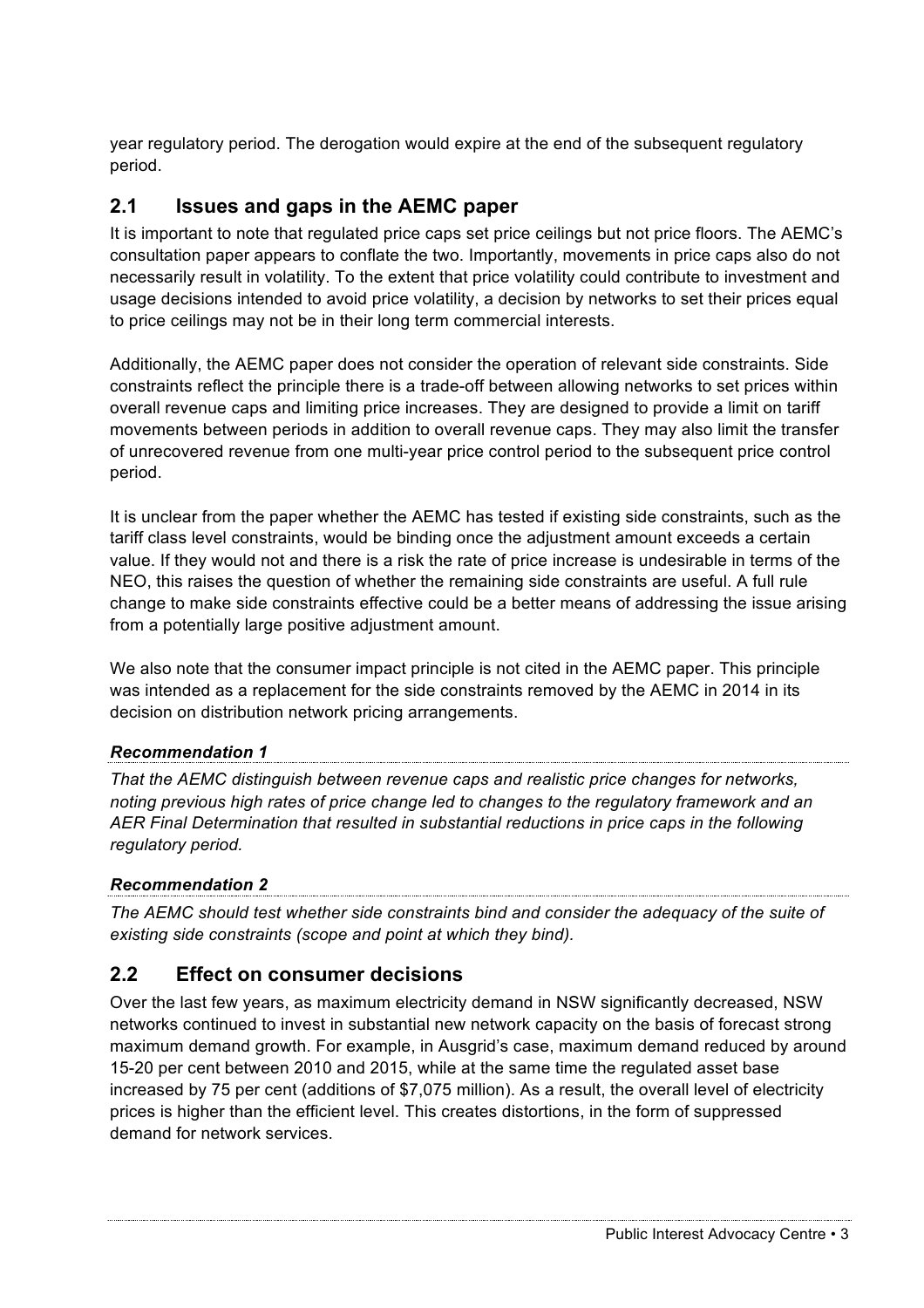year regulatory period. The derogation would expire at the end of the subsequent regulatory period.

## 2.1 Issues and gaps in the AEMC paper

It is important to note that regulated price caps set price ceilings but not price floors. The AEMC's consultation paper appears to conflate the two. Importantly, movements in price caps also do not necessarily result in volatility. To the extent that price volatility could contribute to investment and usage decisions intended to avoid price volatility, a decision by networks to set their prices equal to price ceilings may not be in their long term commercial interests.

Additionally, the AEMC paper does not consider the operation of relevant side constraints. Side constraints reflect the principle there is a trade-off between allowing networks to set prices within overall revenue caps and limiting price increases. They are designed to provide a limit on tariff movements between periods in addition to overall revenue caps. They may also limit the transfer of unrecovered revenue from one multi-year price control period to the subsequent price control period.

It is unclear from the paper whether the AEMC has tested if existing side constraints, such as the tariff class level constraints, would be binding once the adjustment amount exceeds a certain value. If they would not and there is a risk the rate of price increase is undesirable in terms of the NEO, this raises the question of whether the remaining side constraints are useful. A full rule change to make side constraints effective could be a better means of addressing the issue arising from a potentially large positive adjustment amount.

We also note that the consumer impact principle is not cited in the AEMC paper. This principle was intended as a replacement for the side constraints removed by the AEMC in 2014 in its decision on distribution network pricing arrangements.

***Recommendation 1***

*That the AEMC distinguish between revenue caps and realistic price changes for networks, noting previous high rates of price change led to changes to the regulatory framework and an AER Final Determination that resulted in substantial reductions in price caps in the following regulatory period.*

***Recommendation 2***

*The AEMC should test whether side constraints bind and consider the adequacy of the suite of existing side constraints (scope and point at which they bind).*

## 2.2 Effect on consumer decisions

Over the last few years, as maximum electricity demand in NSW significantly decreased, NSW networks continued to invest in substantial new network capacity on the basis of forecast strong maximum demand growth. For example, in Ausgrid's case, maximum demand reduced by around 15-20 per cent between 2010 and 2015, while at the same time the regulated asset base increased by 75 per cent (additions of $7,075 million). As a result, the overall level of electricity prices is higher than the efficient level. This creates distortions, in the form of suppressed demand for network services.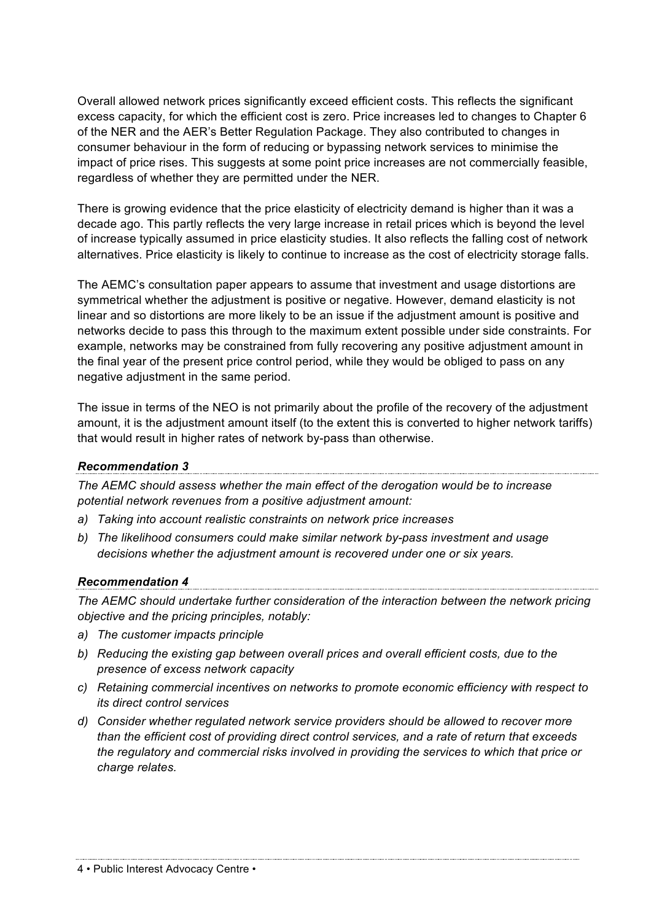Overall allowed network prices significantly exceed efficient costs. This reflects the significant excess capacity, for which the efficient cost is zero. Price increases led to changes to Chapter 6 of the NER and the AER's Better Regulation Package. They also contributed to changes in consumer behaviour in the form of reducing or bypassing network services to minimise the impact of price rises. This suggests at some point price increases are not commercially feasible, regardless of whether they are permitted under the NER.

There is growing evidence that the price elasticity of electricity demand is higher than it was a decade ago. This partly reflects the very large increase in retail prices which is beyond the level of increase typically assumed in price elasticity studies. It also reflects the falling cost of network alternatives. Price elasticity is likely to continue to increase as the cost of electricity storage falls.

The AEMC's consultation paper appears to assume that investment and usage distortions are symmetrical whether the adjustment is positive or negative. However, demand elasticity is not linear and so distortions are more likely to be an issue if the adjustment amount is positive and networks decide to pass this through to the maximum extent possible under side constraints. For example, networks may be constrained from fully recovering any positive adjustment amount in the final year of the present price control period, while they would be obliged to pass on any negative adjustment in the same period.

The issue in terms of the NEO is not primarily about the profile of the recovery of the adjustment amount, it is the adjustment amount itself (to the extent this is converted to higher network tariffs) that would result in higher rates of network by-pass than otherwise.

### *Recommendation 3*

*The AEMC should assess whether the main effect of the derogation would be to increase potential network revenues from a positive adjustment amount:*

- *a) Taking into account realistic constraints on network price increases*
- *b) The likelihood consumers could make similar network by-pass investment and usage decisions whether the adjustment amount is recovered under one or six years.*

### *Recommendation 4*

*The AEMC should undertake further consideration of the interaction between the network pricing objective and the pricing principles, notably:*

- *a) The customer impacts principle*
- *b) Reducing the existing gap between overall prices and overall efficient costs, due to the presence of excess network capacity*
- *c) Retaining commercial incentives on networks to promote economic efficiency with respect to its direct control services*
- *d) Consider whether regulated network service providers should be allowed to recover more than the efficient cost of providing direct control services, and a rate of return that exceeds the regulatory and commercial risks involved in providing the services to which that price or charge relates.*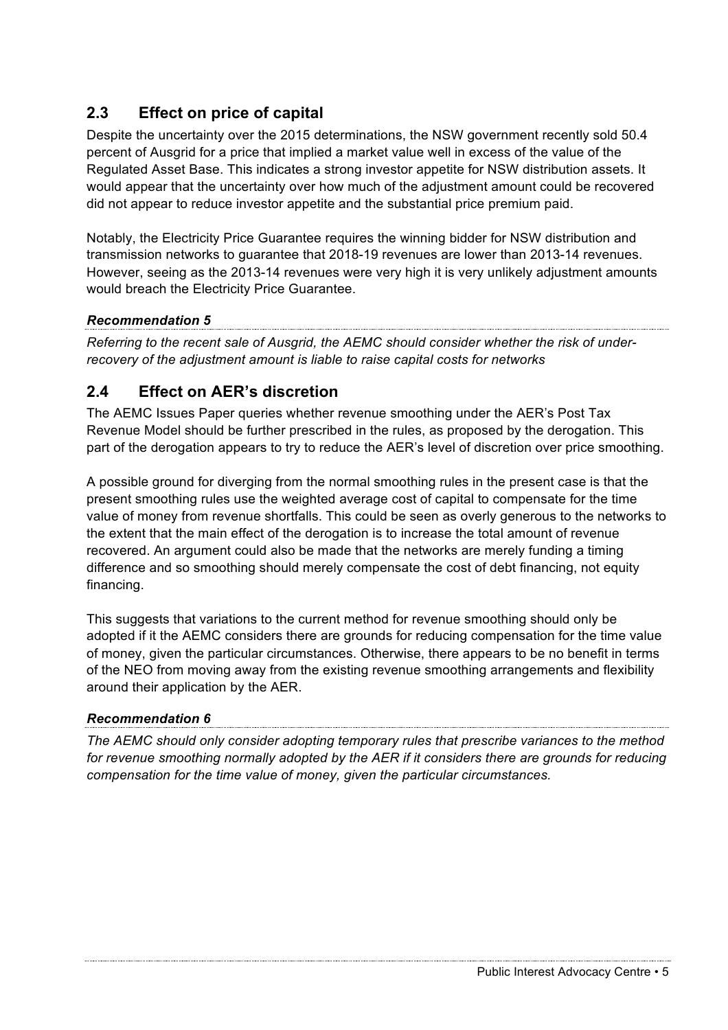## 2.3 Effect on price of capital

Despite the uncertainty over the 2015 determinations, the NSW government recently sold 50.4 percent of Ausgrid for a price that implied a market value well in excess of the value of the Regulated Asset Base. This indicates a strong investor appetite for NSW distribution assets. It would appear that the uncertainty over how much of the adjustment amount could be recovered did not appear to reduce investor appetite and the substantial price premium paid.

Notably, the Electricity Price Guarantee requires the winning bidder for NSW distribution and transmission networks to guarantee that 2018-19 revenues are lower than 2013-14 revenues. However, seeing as the 2013-14 revenues were very high it is very unlikely adjustment amounts would breach the Electricity Price Guarantee.

***Recommendation 5***

*Referring to the recent sale of Ausgrid, the AEMC should consider whether the risk of under-recovery of the adjustment amount is liable to raise capital costs for networks*

## 2.4 Effect on AER's discretion

The AEMC Issues Paper queries whether revenue smoothing under the AER's Post Tax Revenue Model should be further prescribed in the rules, as proposed by the derogation. This part of the derogation appears to try to reduce the AER's level of discretion over price smoothing.

A possible ground for diverging from the normal smoothing rules in the present case is that the present smoothing rules use the weighted average cost of capital to compensate for the time value of money from revenue shortfalls. This could be seen as overly generous to the networks to the extent that the main effect of the derogation is to increase the total amount of revenue recovered. An argument could also be made that the networks are merely funding a timing difference and so smoothing should merely compensate the cost of debt financing, not equity financing.

This suggests that variations to the current method for revenue smoothing should only be adopted if it the AEMC considers there are grounds for reducing compensation for the time value of money, given the particular circumstances. Otherwise, there appears to be no benefit in terms of the NEO from moving away from the existing revenue smoothing arrangements and flexibility around their application by the AER.

***Recommendation 6***

*The AEMC should only consider adopting temporary rules that prescribe variances to the method for revenue smoothing normally adopted by the AER if it considers there are grounds for reducing compensation for the time value of money, given the particular circumstances.*